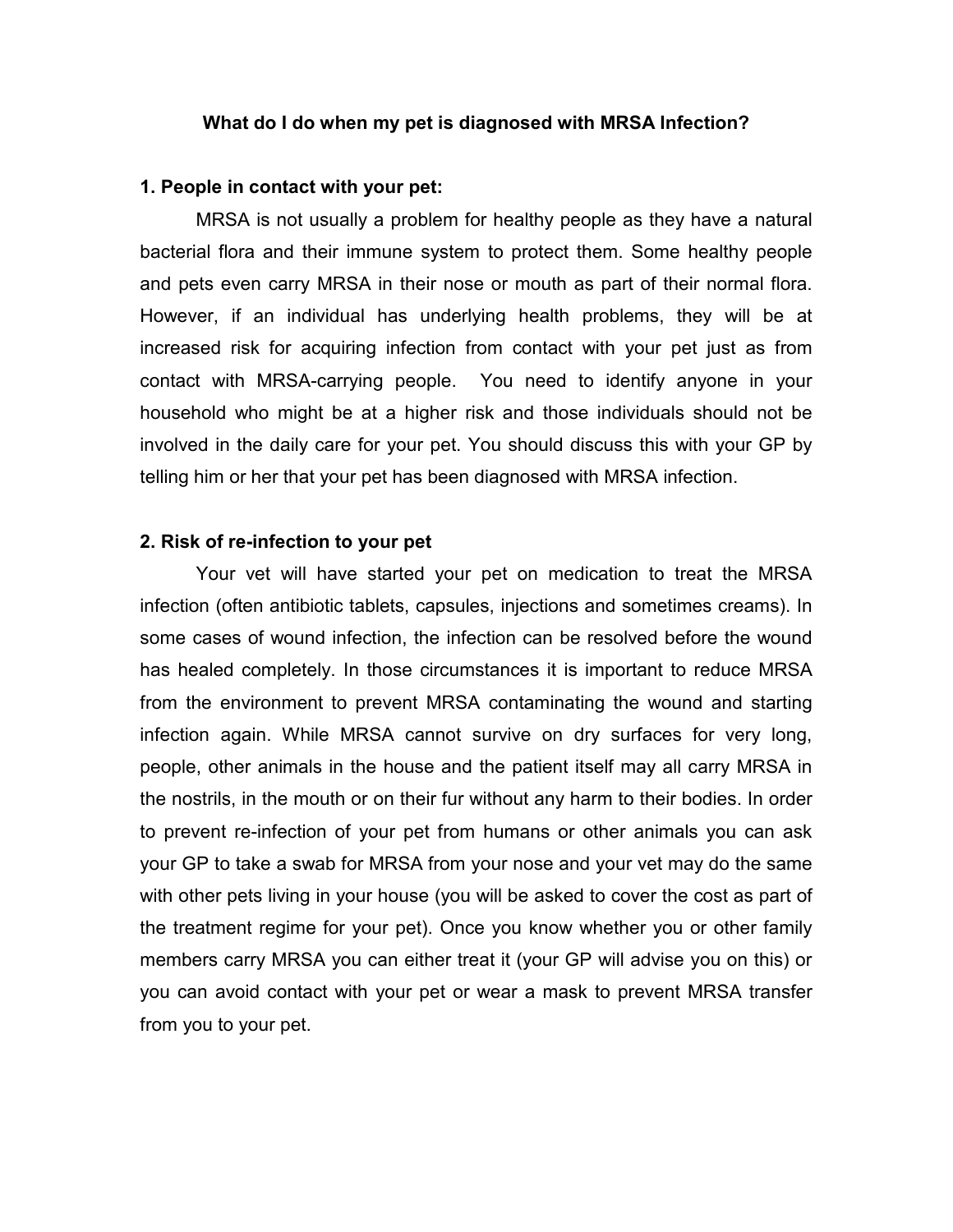# What do I do when my pet is diagnosed with MRSA Infection?

## 1. People in contact with your pet:

MRSA is not usually a problem for healthy people as they have a natural bacterial flora and their immune system to protect them. Some healthy people and pets even carry MRSA in their nose or mouth as part of their normal flora. However, if an individual has underlying health problems, they will be at increased risk for acquiring infection from contact with your pet just as from contact with MRSA-carrying people. You need to identify anyone in your household who might be at a higher risk and those individuals should not be involved in the daily care for your pet. You should discuss this with your GP by telling him or her that your pet has been diagnosed with MRSA infection.

## 2. Risk of re-infection to your pet

Your vet will have started your pet on medication to treat the MRSA infection (often antibiotic tablets, capsules, injections and sometimes creams). In some cases of wound infection, the infection can be resolved before the wound has healed completely. In those circumstances it is important to reduce MRSA from the environment to prevent MRSA contaminating the wound and starting infection again. While MRSA cannot survive on dry surfaces for very long, people, other animals in the house and the patient itself may all carry MRSA in the nostrils, in the mouth or on their fur without any harm to their bodies. In order to prevent re-infection of your pet from humans or other animals you can ask your GP to take a swab for MRSA from your nose and your vet may do the same with other pets living in your house (you will be asked to cover the cost as part of the treatment regime for your pet). Once you know whether you or other family members carry MRSA you can either treat it (your GP will advise you on this) or you can avoid contact with your pet or wear a mask to prevent MRSA transfer from you to your pet.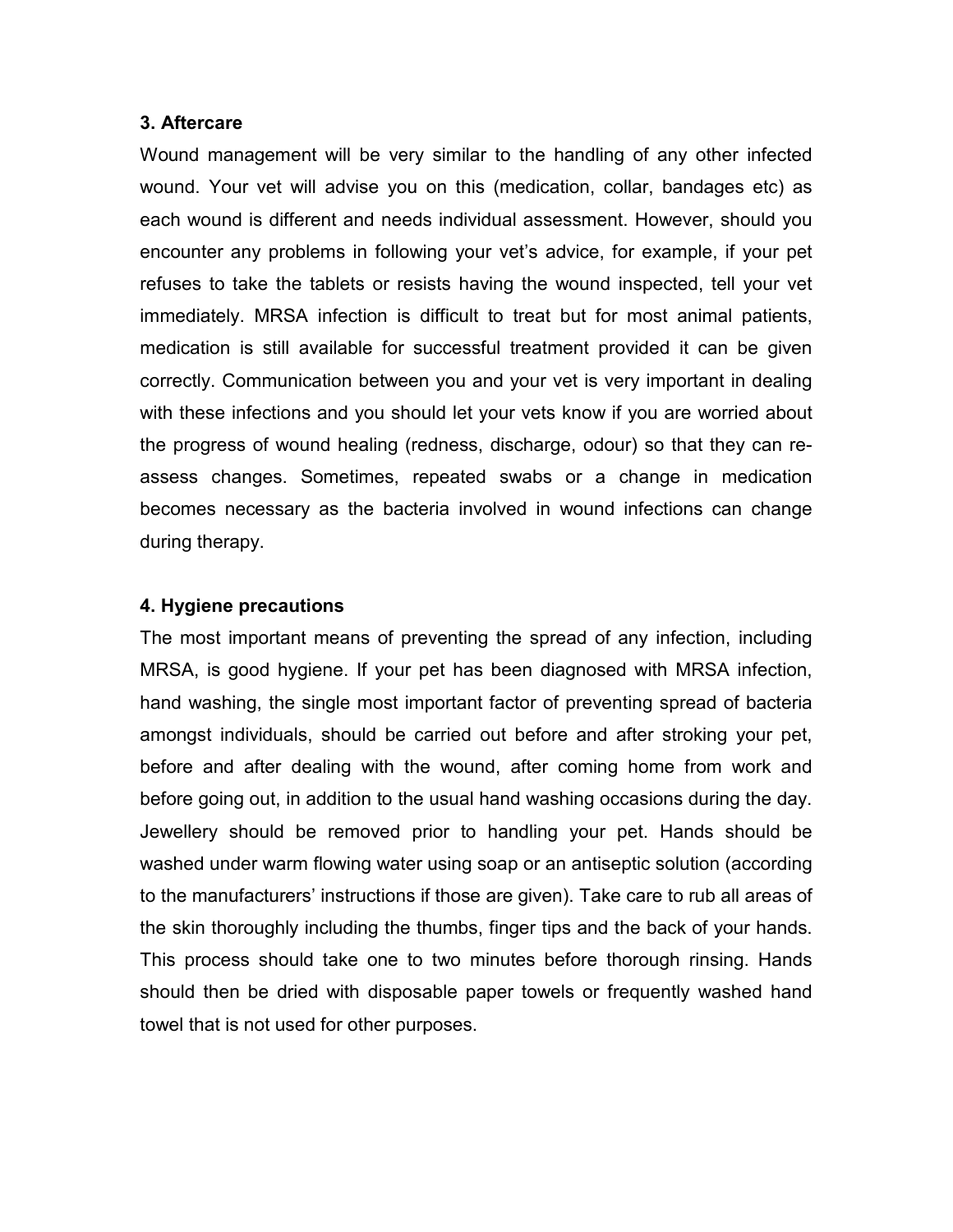### 3. Aftercare

Wound management will be very similar to the handling of any other infected wound. Your vet will advise you on this (medication, collar, bandages etc) as each wound is different and needs individual assessment. However, should you encounter any problems in following your vet's advice, for example, if your pet refuses to take the tablets or resists having the wound inspected, tell your vet immediately. MRSA infection is difficult to treat but for most animal patients, medication is still available for successful treatment provided it can be given correctly. Communication between you and your vet is very important in dealing with these infections and you should let your vets know if you are worried about the progress of wound healing (redness, discharge, odour) so that they can re-assess changes. Sometimes, repeated swabs or a change in medication becomes necessary as the bacteria involved in wound infections can change during therapy.

### 4. Hygiene precautions

The most important means of preventing the spread of any infection, including MRSA, is good hygiene. If your pet has been diagnosed with MRSA infection, hand washing, the single most important factor of preventing spread of bacteria amongst individuals, should be carried out before and after stroking your pet, before and after dealing with the wound, after coming home from work and before going out, in addition to the usual hand washing occasions during the day. Jewellery should be removed prior to handling your pet. Hands should be washed under warm flowing water using soap or an antiseptic solution (according to the manufacturers' instructions if those are given). Take care to rub all areas of the skin thoroughly including the thumbs, finger tips and the back of your hands. This process should take one to two minutes before thorough rinsing. Hands should then be dried with disposable paper towels or frequently washed hand towel that is not used for other purposes.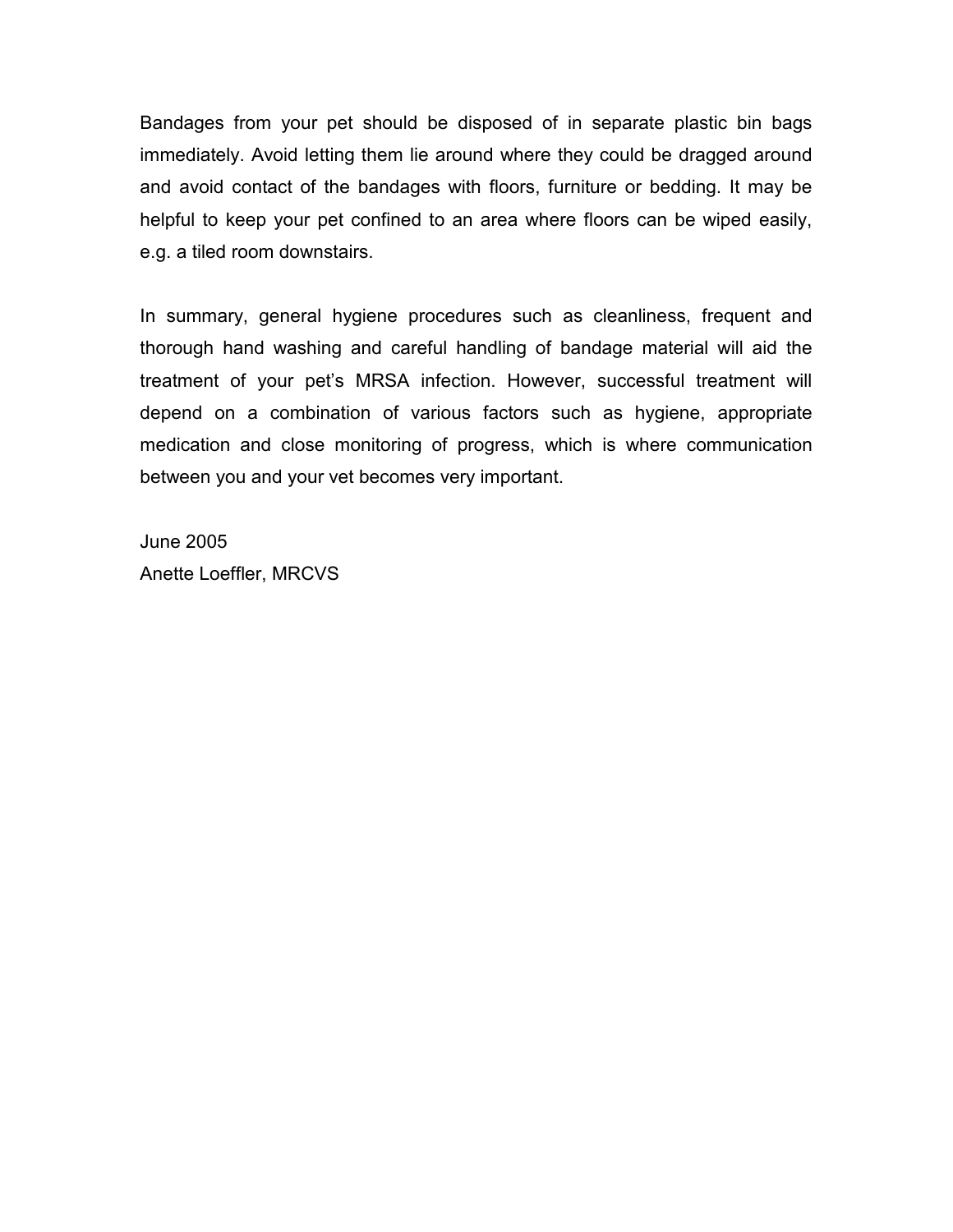Bandages from your pet should be disposed of in separate plastic bin bags immediately. Avoid letting them lie around where they could be dragged around and avoid contact of the bandages with floors, furniture or bedding. It may be helpful to keep your pet confined to an area where floors can be wiped easily, e.g. a tiled room downstairs.

In summary, general hygiene procedures such as cleanliness, frequent and thorough hand washing and careful handling of bandage material will aid the treatment of your pet's MRSA infection. However, successful treatment will depend on a combination of various factors such as hygiene, appropriate medication and close monitoring of progress, which is where communication between you and your vet becomes very important.

June 2005
Anette Loeffler, MRCVS